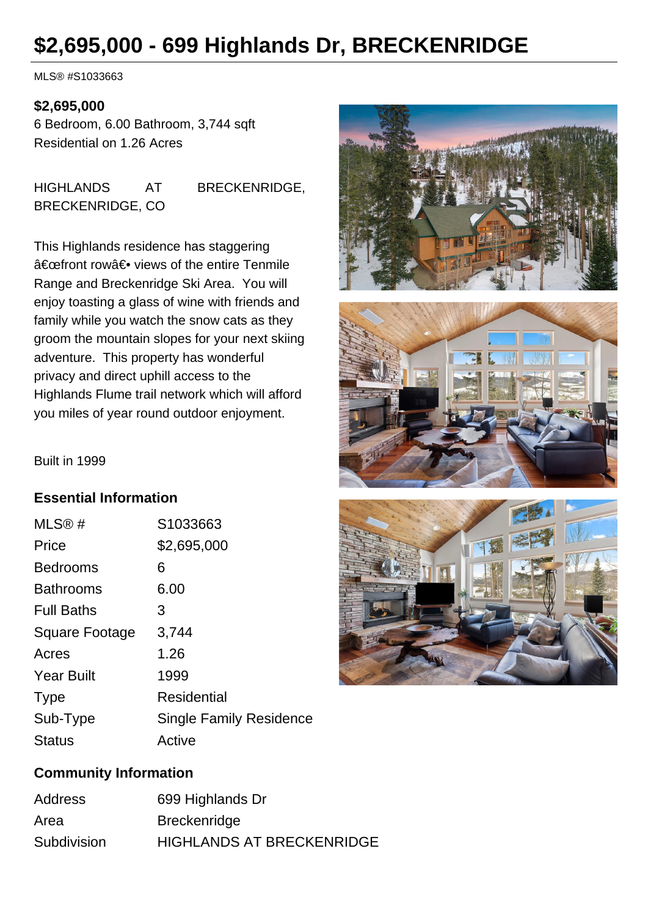# $2,695,000 - 699 Highlands Dr, BRECKENRIDGE

MLS® #S1033663

**$2,695,000**

6 Bedroom, 6.00 Bathroom, 3,744 sqft
Residential on 1.26 Acres

HIGHLANDS AT BRECKENRIDGE, BRECKENRIDGE, CO

This Highlands residence has staggering â€œfront rowâ€• views of the entire Tenmile Range and Breckenridge Ski Area. You will enjoy toasting a glass of wine with friends and family while you watch the snow cats as they groom the mountain slopes for your next skiing adventure. This property has wonderful privacy and direct uphill access to the Highlands Flume trail network which will afford you miles of year round outdoor enjoyment.

Built in 1999

## Essential Information

| | |
|---|---|
| MLS® # | S1033663 |
| Price | $2,695,000 |
| Bedrooms | 6 |
| Bathrooms | 6.00 |
| Full Baths | 3 |
| Square Footage | 3,744 |
| Acres | 1.26 |
| Year Built | 1999 |
| Type | Residential |
| Sub-Type | Single Family Residence |
| Status | Active |

## Community Information

| | |
|---|---|
| Address | 699 Highlands Dr |
| Area | Breckenridge |
| Subdivision | HIGHLANDS AT BRECKENRIDGE |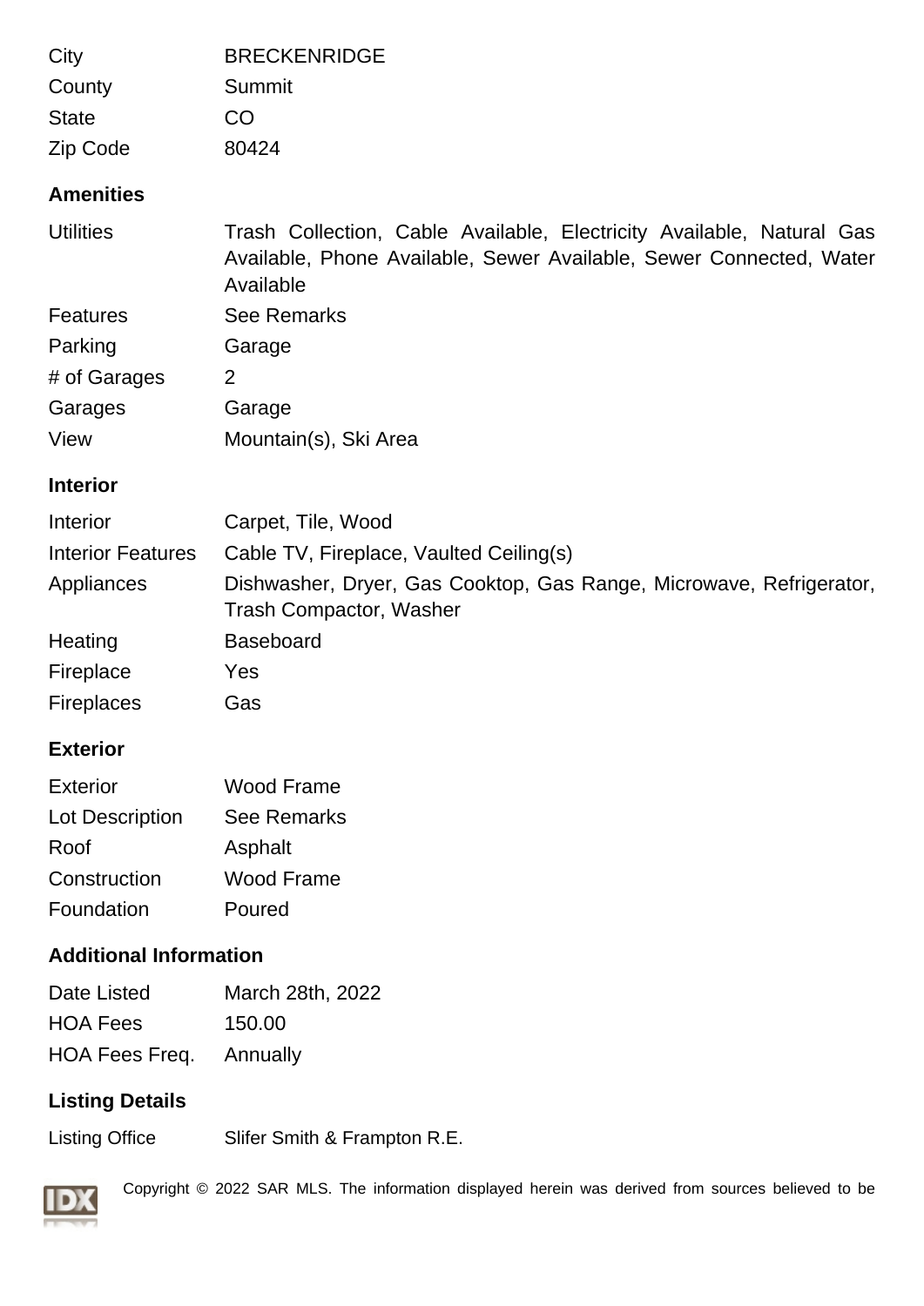| | |
|---|---|
| City | BRECKENRIDGE |
| County | Summit |
| State | CO |
| Zip Code | 80424 |

## Amenities

| | |
|---|---|
| Utilities | Trash Collection, Cable Available, Electricity Available, Natural Gas Available, Phone Available, Sewer Available, Sewer Connected, Water Available |
| Features | See Remarks |
| Parking | Garage |
| # of Garages | 2 |
| Garages | Garage |
| View | Mountain(s), Ski Area |

## Interior

| | |
|---|---|
| Interior | Carpet, Tile, Wood |
| Interior Features | Cable TV, Fireplace, Vaulted Ceiling(s) |
| Appliances | Dishwasher, Dryer, Gas Cooktop, Gas Range, Microwave, Refrigerator, Trash Compactor, Washer |
| Heating | Baseboard |
| Fireplace | Yes |
| Fireplaces | Gas |

## Exterior

| | |
|---|---|
| Exterior | Wood Frame |
| Lot Description | See Remarks |
| Roof | Asphalt |
| Construction | Wood Frame |
| Foundation | Poured |

## Additional Information

| | |
|---|---|
| Date Listed | March 28th, 2022 |
| HOA Fees | 150.00 |
| HOA Fees Freq. | Annually |

## Listing Details

| | |
|---|---|
| Listing Office | Slifer Smith & Frampton R.E. |

Copyright © 2022 SAR MLS. The information displayed herein was derived from sources believed to be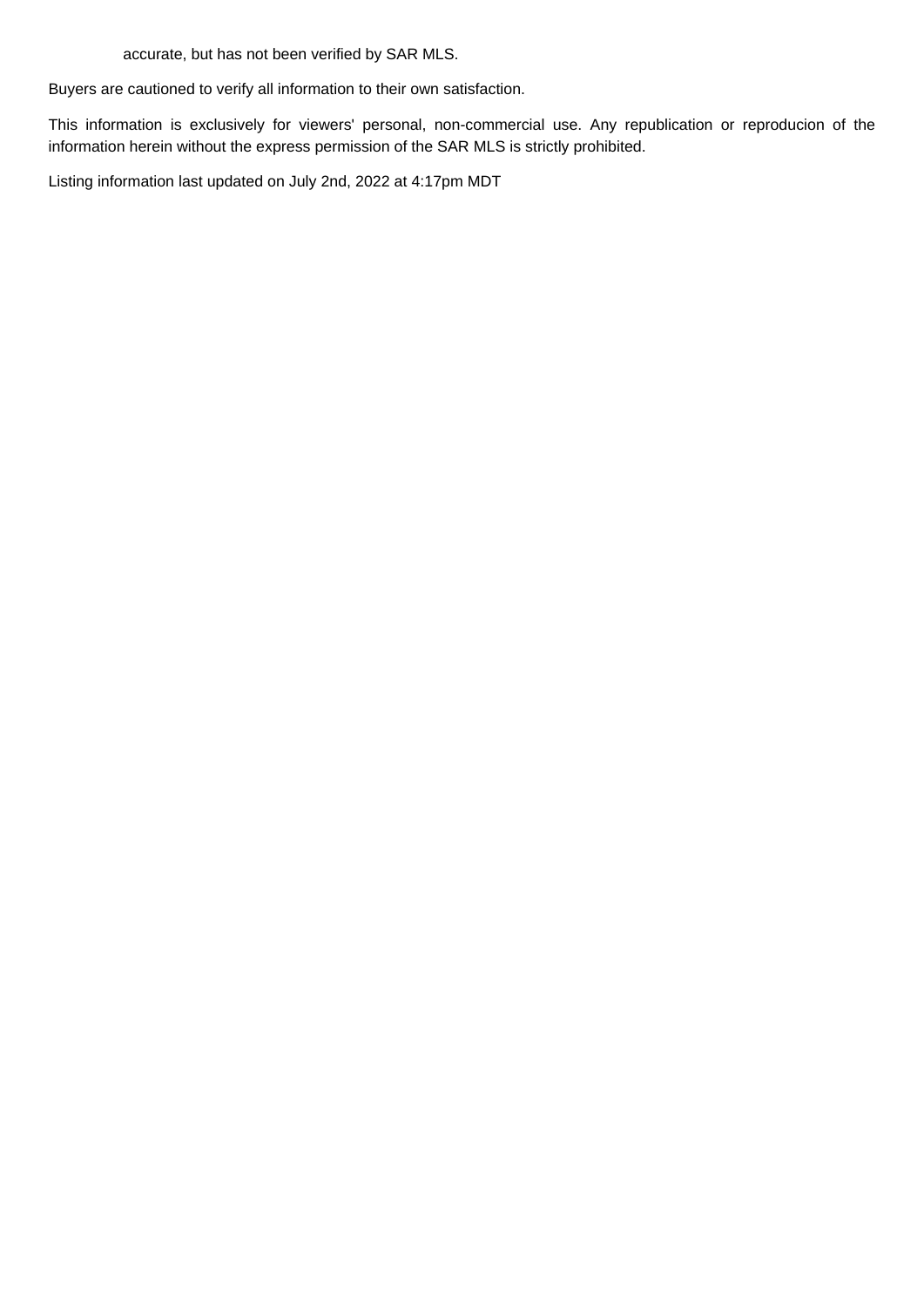accurate, but has not been verified by SAR MLS.

Buyers are cautioned to verify all information to their own satisfaction.

This information is exclusively for viewers' personal, non-commercial use. Any republication or reproducion of the information herein without the express permission of the SAR MLS is strictly prohibited.

Listing information last updated on July 2nd, 2022 at 4:17pm MDT